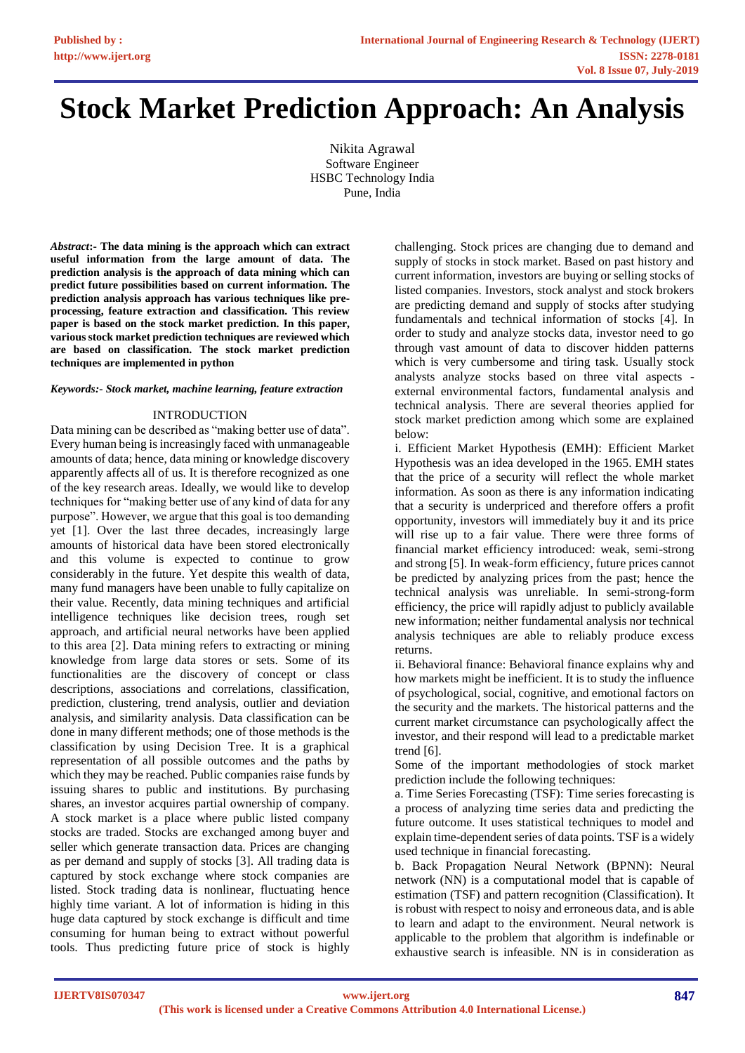# Stock Market Prediction Approach: An Analysis

Nikita Agrawal
Software Engineer
HSBC Technology India
Pune, India

***Abstract*:- The data mining is the approach which can extract useful information from the large amount of data. The prediction analysis is the approach of data mining which can predict future possibilities based on current information. The prediction analysis approach has various techniques like pre-processing, feature extraction and classification. This review paper is based on the stock market prediction. In this paper, various stock market prediction techniques are reviewed which are based on classification. The stock market prediction techniques are implemented in python**

***Keywords:- Stock market, machine learning, feature extraction***

## INTRODUCTION

Data mining can be described as "making better use of data". Every human being is increasingly faced with unmanageable amounts of data; hence, data mining or knowledge discovery apparently affects all of us. It is therefore recognized as one of the key research areas. Ideally, we would like to develop techniques for "making better use of any kind of data for any purpose". However, we argue that this goal is too demanding yet [1]. Over the last three decades, increasingly large amounts of historical data have been stored electronically and this volume is expected to continue to grow considerably in the future. Yet despite this wealth of data, many fund managers have been unable to fully capitalize on their value. Recently, data mining techniques and artificial intelligence techniques like decision trees, rough set approach, and artificial neural networks have been applied to this area [2]. Data mining refers to extracting or mining knowledge from large data stores or sets. Some of its functionalities are the discovery of concept or class descriptions, associations and correlations, classification, prediction, clustering, trend analysis, outlier and deviation analysis, and similarity analysis. Data classification can be done in many different methods; one of those methods is the classification by using Decision Tree. It is a graphical representation of all possible outcomes and the paths by which they may be reached. Public companies raise funds by issuing shares to public and institutions. By purchasing shares, an investor acquires partial ownership of company. A stock market is a place where public listed company stocks are traded. Stocks are exchanged among buyer and seller which generate transaction data. Prices are changing as per demand and supply of stocks [3]. All trading data is captured by stock exchange where stock companies are listed. Stock trading data is nonlinear, fluctuating hence highly time variant. A lot of information is hiding in this huge data captured by stock exchange is difficult and time consuming for human being to extract without powerful tools. Thus predicting future price of stock is highly challenging. Stock prices are changing due to demand and supply of stocks in stock market. Based on past history and current information, investors are buying or selling stocks of listed companies. Investors, stock analyst and stock brokers are predicting demand and supply of stocks after studying fundamentals and technical information of stocks [4]. In order to study and analyze stocks data, investor need to go through vast amount of data to discover hidden patterns which is very cumbersome and tiring task. Usually stock analysts analyze stocks based on three vital aspects - external environmental factors, fundamental analysis and technical analysis. There are several theories applied for stock market prediction among which some are explained below:

i. Efficient Market Hypothesis (EMH): Efficient Market Hypothesis was an idea developed in the 1965. EMH states that the price of a security will reflect the whole market information. As soon as there is any information indicating that a security is underpriced and therefore offers a profit opportunity, investors will immediately buy it and its price will rise up to a fair value. There were three forms of financial market efficiency introduced: weak, semi-strong and strong [5]. In weak-form efficiency, future prices cannot be predicted by analyzing prices from the past; hence the technical analysis was unreliable. In semi-strong-form efficiency, the price will rapidly adjust to publicly available new information; neither fundamental analysis nor technical analysis techniques are able to reliably produce excess returns.

ii. Behavioral finance: Behavioral finance explains why and how markets might be inefficient. It is to study the influence of psychological, social, cognitive, and emotional factors on the security and the markets. The historical patterns and the current market circumstance can psychologically affect the investor, and their respond will lead to a predictable market trend [6].

Some of the important methodologies of stock market prediction include the following techniques:

a. Time Series Forecasting (TSF): Time series forecasting is a process of analyzing time series data and predicting the future outcome. It uses statistical techniques to model and explain time-dependent series of data points. TSF is a widely used technique in financial forecasting.

b. Back Propagation Neural Network (BPNN): Neural network (NN) is a computational model that is capable of estimation (TSF) and pattern recognition (Classification). It is robust with respect to noisy and erroneous data, and is able to learn and adapt to the environment. Neural network is applicable to the problem that algorithm is indefinable or exhaustive search is infeasible. NN is in consideration as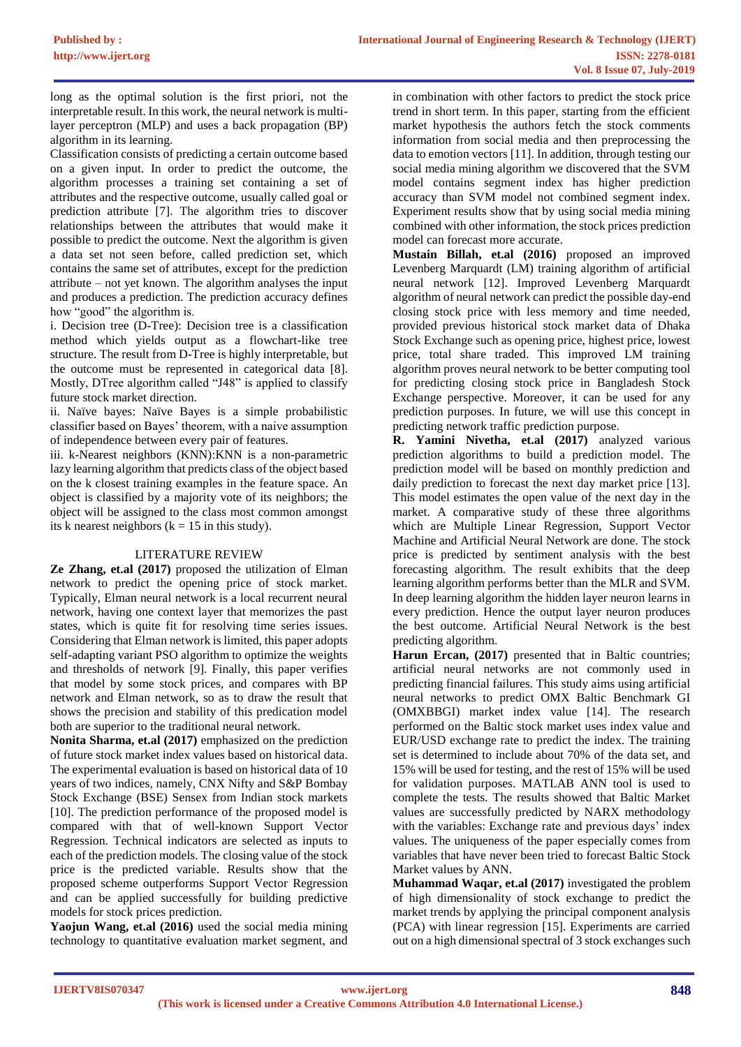long as the optimal solution is the first priori, not the interpretable result. In this work, the neural network is multi-layer perceptron (MLP) and uses a back propagation (BP) algorithm in its learning.

Classification consists of predicting a certain outcome based on a given input. In order to predict the outcome, the algorithm processes a training set containing a set of attributes and the respective outcome, usually called goal or prediction attribute [7]. The algorithm tries to discover relationships between the attributes that would make it possible to predict the outcome. Next the algorithm is given a data set not seen before, called prediction set, which contains the same set of attributes, except for the prediction attribute – not yet known. The algorithm analyses the input and produces a prediction. The prediction accuracy defines how "good" the algorithm is.

i. Decision tree (D-Tree): Decision tree is a classification method which yields output as a flowchart-like tree structure. The result from D-Tree is highly interpretable, but the outcome must be represented in categorical data [8]. Mostly, DTree algorithm called "J48" is applied to classify future stock market direction.

ii. Naïve bayes: Naïve Bayes is a simple probabilistic classifier based on Bayes' theorem, with a naive assumption of independence between every pair of features.

iii. k-Nearest neighbors (KNN):KNN is a non-parametric lazy learning algorithm that predicts class of the object based on the k closest training examples in the feature space. An object is classified by a majority vote of its neighbors; the object will be assigned to the class most common amongst its k nearest neighbors ($k = 15$ in this study).

## LITERATURE REVIEW

**Ze Zhang, et.al (2017)** proposed the utilization of Elman network to predict the opening price of stock market. Typically, Elman neural network is a local recurrent neural network, having one context layer that memorizes the past states, which is quite fit for resolving time series issues. Considering that Elman network is limited, this paper adopts self-adapting variant PSO algorithm to optimize the weights and thresholds of network [9]. Finally, this paper verifies that model by some stock prices, and compares with BP network and Elman network, so as to draw the result that shows the precision and stability of this predication model both are superior to the traditional neural network.

**Nonita Sharma, et.al (2017)** emphasized on the prediction of future stock market index values based on historical data. The experimental evaluation is based on historical data of 10 years of two indices, namely, CNX Nifty and S&P Bombay Stock Exchange (BSE) Sensex from Indian stock markets [10]. The prediction performance of the proposed model is compared with that of well-known Support Vector Regression. Technical indicators are selected as inputs to each of the prediction models. The closing value of the stock price is the predicted variable. Results show that the proposed scheme outperforms Support Vector Regression and can be applied successfully for building predictive models for stock prices prediction.

**Yaojun Wang, et.al (2016)** used the social media mining technology to quantitative evaluation market segment, and in combination with other factors to predict the stock price trend in short term. In this paper, starting from the efficient market hypothesis the authors fetch the stock comments information from social media and then preprocessing the data to emotion vectors [11]. In addition, through testing our social media mining algorithm we discovered that the SVM model contains segment index has higher prediction accuracy than SVM model not combined segment index. Experiment results show that by using social media mining combined with other information, the stock prices prediction model can forecast more accurate.

**Mustain Billah, et.al (2016)** proposed an improved Levenberg Marquardt (LM) training algorithm of artificial neural network [12]. Improved Levenberg Marquardt algorithm of neural network can predict the possible day-end closing stock price with less memory and time needed, provided previous historical stock market data of Dhaka Stock Exchange such as opening price, highest price, lowest price, total share traded. This improved LM training algorithm proves neural network to be better computing tool for predicting closing stock price in Bangladesh Stock Exchange perspective. Moreover, it can be used for any prediction purposes. In future, we will use this concept in predicting network traffic prediction purpose.

**R. Yamini Nivetha, et.al (2017)** analyzed various prediction algorithms to build a prediction model. The prediction model will be based on monthly prediction and daily prediction to forecast the next day market price [13]. This model estimates the open value of the next day in the market. A comparative study of these three algorithms which are Multiple Linear Regression, Support Vector Machine and Artificial Neural Network are done. The stock price is predicted by sentiment analysis with the best forecasting algorithm. The result exhibits that the deep learning algorithm performs better than the MLR and SVM. In deep learning algorithm the hidden layer neuron learns in every prediction. Hence the output layer neuron produces the best outcome. Artificial Neural Network is the best predicting algorithm.

**Harun Ercan, (2017)** presented that in Baltic countries; artificial neural networks are not commonly used in predicting financial failures. This study aims using artificial neural networks to predict OMX Baltic Benchmark GI (OMXBBGI) market index value [14]. The research performed on the Baltic stock market uses index value and EUR/USD exchange rate to predict the index. The training set is determined to include about 70% of the data set, and 15% will be used for testing, and the rest of 15% will be used for validation purposes. MATLAB ANN tool is used to complete the tests. The results showed that Baltic Market values are successfully predicted by NARX methodology with the variables: Exchange rate and previous days' index values. The uniqueness of the paper especially comes from variables that have never been tried to forecast Baltic Stock Market values by ANN.

**Muhammad Waqar, et.al (2017)** investigated the problem of high dimensionality of stock exchange to predict the market trends by applying the principal component analysis (PCA) with linear regression [15]. Experiments are carried out on a high dimensional spectral of 3 stock exchanges such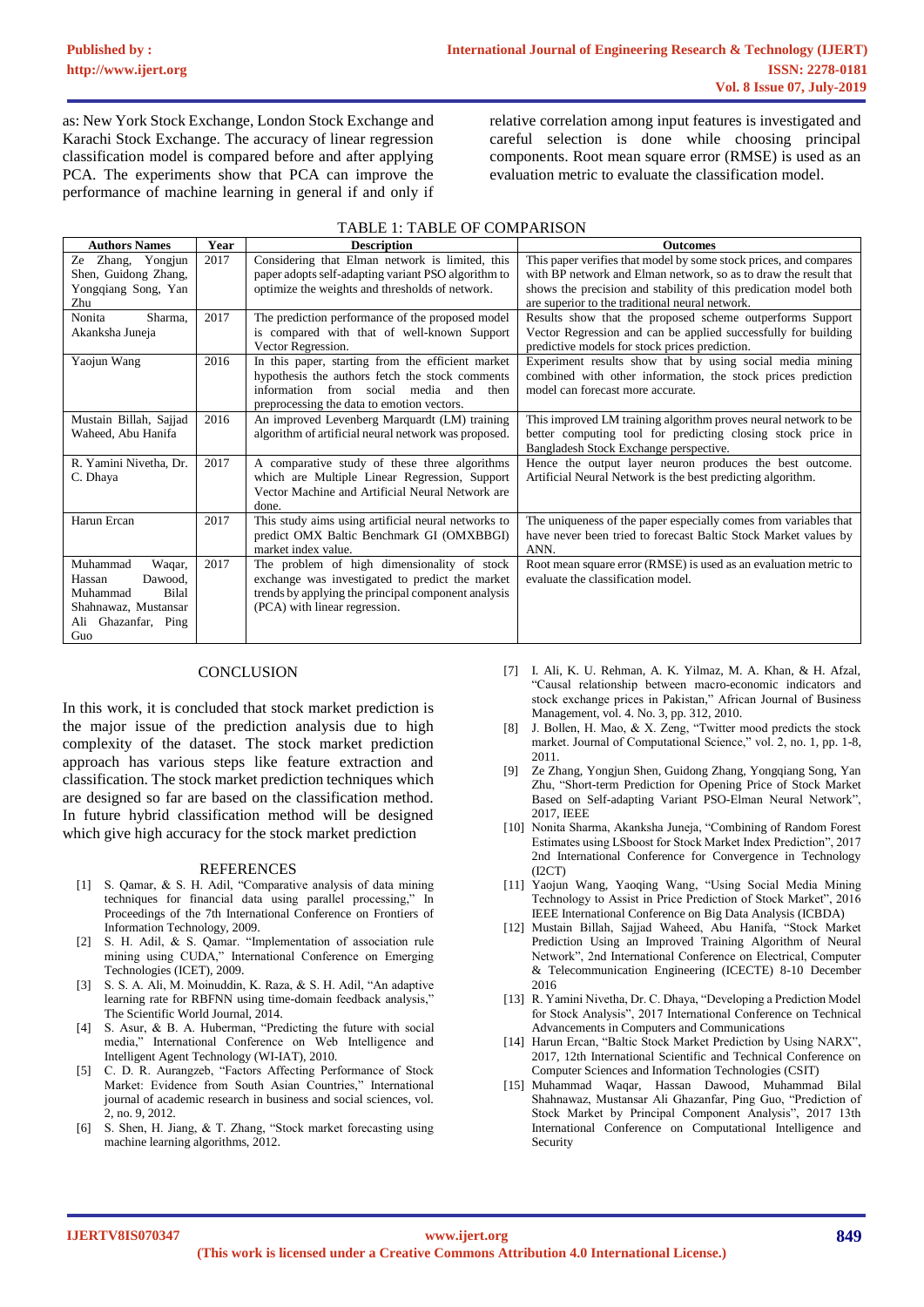as: New York Stock Exchange, London Stock Exchange and Karachi Stock Exchange. The accuracy of linear regression classification model is compared before and after applying PCA. The experiments show that PCA can improve the performance of machine learning in general if and only if relative correlation among input features is investigated and careful selection is done while choosing principal components. Root mean square error (RMSE) is used as an evaluation metric to evaluate the classification model.

TABLE 1: TABLE OF COMPARISON

| Authors Names | Year | Description | Outcomes |
|---|---|---|---|
| Ze Zhang, Yongjun Shen, Guidong Zhang, Yongqiang Song, Yan Zhu | 2017 | Considering that Elman network is limited, this paper adopts self-adapting variant PSO algorithm to optimize the weights and thresholds of network. | This paper verifies that model by some stock prices, and compares with BP network and Elman network, so as to draw the result that shows the precision and stability of this predication model both are superior to the traditional neural network. |
| Nonita Sharma, Akanksha Juneja | 2017 | The prediction performance of the proposed model is compared with that of well-known Support Vector Regression. | Results show that the proposed scheme outperforms Support Vector Regression and can be applied successfully for building predictive models for stock prices prediction. |
| Yaojun Wang | 2016 | In this paper, starting from the efficient market hypothesis the authors fetch the stock comments information from social media and then preprocessing the data to emotion vectors. | Experiment results show that by using social media mining combined with other information, the stock prices prediction model can forecast more accurate. |
| Mustain Billah, Sajjad Waheed, Abu Hanifa | 2016 | An improved Levenberg Marquardt (LM) training algorithm of artificial neural network was proposed. | This improved LM training algorithm proves neural network to be better computing tool for predicting closing stock price in Bangladesh Stock Exchange perspective. |
| R. Yamini Nivetha, Dr. C. Dhaya | 2017 | A comparative study of these three algorithms which are Multiple Linear Regression, Support Vector Machine and Artificial Neural Network are done. | Hence the output layer neuron produces the best outcome. Artificial Neural Network is the best predicting algorithm. |
| Harun Ercan | 2017 | This study aims using artificial neural networks to predict OMX Baltic Benchmark GI (OMXBBGI) market index value. | The uniqueness of the paper especially comes from variables that have never been tried to forecast Baltic Stock Market values by ANN. |
| Muhammad Waqar, Hassan Dawood, Muhammad Bilal Shahnawaz, Mustansar Ali Ghazanfar, Ping Guo | 2017 | The problem of high dimensionality of stock exchange was investigated to predict the market trends by applying the principal component analysis (PCA) with linear regression. | Root mean square error (RMSE) is used as an evaluation metric to evaluate the classification model. |

## CONCLUSION

In this work, it is concluded that stock market prediction is the major issue of the prediction analysis due to high complexity of the dataset. The stock market prediction approach has various steps like feature extraction and classification. The stock market prediction techniques which are designed so far are based on the classification method. In future hybrid classification method will be designed which give high accuracy for the stock market prediction

## REFERENCES

[1] S. Qamar, & S. H. Adil, "Comparative analysis of data mining techniques for financial data using parallel processing," In Proceedings of the 7th International Conference on Frontiers of Information Technology, 2009.

[2] S. H. Adil, & S. Qamar. "Implementation of association rule mining using CUDA," International Conference on Emerging Technologies (ICET), 2009.

[3] S. S. A. Ali, M. Moinuddin, K. Raza, & S. H. Adil, "An adaptive learning rate for RBFNN using time-domain feedback analysis," The Scientific World Journal, 2014.

[4] S. Asur, & B. A. Huberman, "Predicting the future with social media," International Conference on Web Intelligence and Intelligent Agent Technology (WI-IAT), 2010.

[5] C. D. R. Aurangzeb, "Factors Affecting Performance of Stock Market: Evidence from South Asian Countries," International journal of academic research in business and social sciences, vol. 2, no. 9, 2012.

[6] S. Shen, H. Jiang, & T. Zhang, "Stock market forecasting using machine learning algorithms, 2012.

[7] I. Ali, K. U. Rehman, A. K. Yilmaz, M. A. Khan, & H. Afzal, "Causal relationship between macro-economic indicators and stock exchange prices in Pakistan," African Journal of Business Management, vol. 4. No. 3, pp. 312, 2010.

[8] J. Bollen, H. Mao, & X. Zeng, "Twitter mood predicts the stock market. Journal of Computational Science," vol. 2, no. 1, pp. 1-8, 2011.

[9] Ze Zhang, Yongjun Shen, Guidong Zhang, Yongqiang Song, Yan Zhu, "Short-term Prediction for Opening Price of Stock Market Based on Self-adapting Variant PSO-Elman Neural Network", 2017, IEEE

[10] Nonita Sharma, Akanksha Juneja, "Combining of Random Forest Estimates using LSboost for Stock Market Index Prediction", 2017 2nd International Conference for Convergence in Technology (I2CT)

[11] Yaojun Wang, Yaoqing Wang, "Using Social Media Mining Technology to Assist in Price Prediction of Stock Market", 2016 IEEE International Conference on Big Data Analysis (ICBDA)

[12] Mustain Billah, Sajjad Waheed, Abu Hanifa, "Stock Market Prediction Using an Improved Training Algorithm of Neural Network", 2nd International Conference on Electrical, Computer & Telecommunication Engineering (ICECTE) 8-10 December 2016

[13] R. Yamini Nivetha, Dr. C. Dhaya, "Developing a Prediction Model for Stock Analysis", 2017 International Conference on Technical Advancements in Computers and Communications

[14] Harun Ercan, "Baltic Stock Market Prediction by Using NARX", 2017, 12th International Scientific and Technical Conference on Computer Sciences and Information Technologies (CSIT)

[15] Muhammad Waqar, Hassan Dawood, Muhammad Bilal Shahnawaz, Mustansar Ali Ghazanfar, Ping Guo, "Prediction of Stock Market by Principal Component Analysis", 2017 13th International Conference on Computational Intelligence and Security